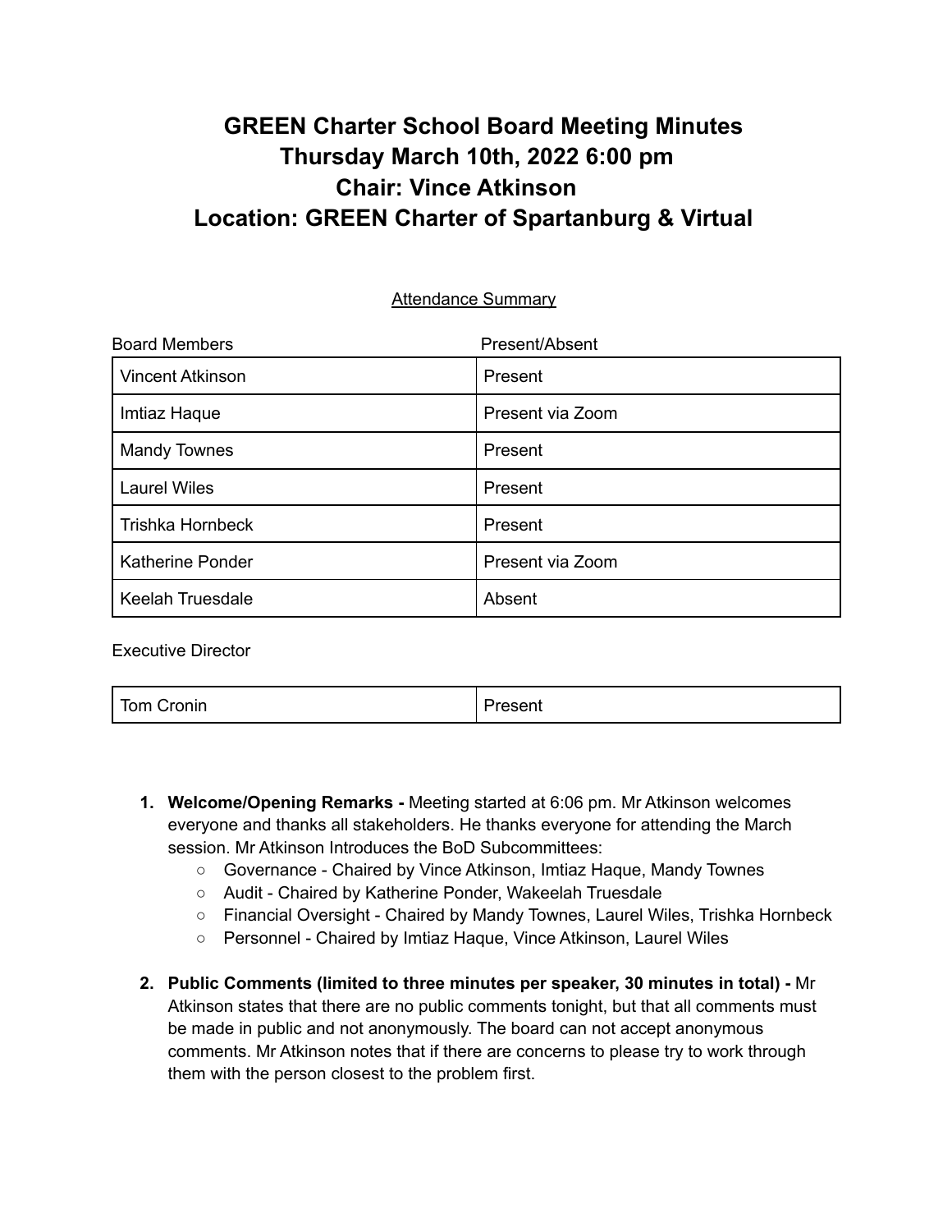# GREEN Charter School Board Meeting Minutes
# Thursday March 10th, 2022 6:00 pm
# Chair: Vince Atkinson
# Location: GREEN Charter of Spartanburg & Virtual

<u>Attendance Summary</u>

| Board Members | Present/Absent |
|---|---|
| Vincent Atkinson | Present |
| Imtiaz Haque | Present via Zoom |
| Mandy Townes | Present |
| Laurel Wiles | Present |
| Trishka Hornbeck | Present |
| Katherine Ponder | Present via Zoom |
| Keelah Truesdale | Absent |

Executive Director

| | |
|---|---|
| Tom Cronin | Present |

1. **Welcome/Opening Remarks -** Meeting started at 6:06 pm. Mr Atkinson welcomes everyone and thanks all stakeholders. He thanks everyone for attending the March session. Mr Atkinson Introduces the BoD Subcommittees:
   - Governance - Chaired by Vince Atkinson, Imtiaz Haque, Mandy Townes
   - Audit - Chaired by Katherine Ponder, Wakeelah Truesdale
   - Financial Oversight - Chaired by Mandy Townes, Laurel Wiles, Trishka Hornbeck
   - Personnel - Chaired by Imtiaz Haque, Vince Atkinson, Laurel Wiles

2. **Public Comments (limited to three minutes per speaker, 30 minutes in total) -** Mr Atkinson states that there are no public comments tonight, but that all comments must be made in public and not anonymously. The board can not accept anonymous comments. Mr Atkinson notes that if there are concerns to please try to work through them with the person closest to the problem first.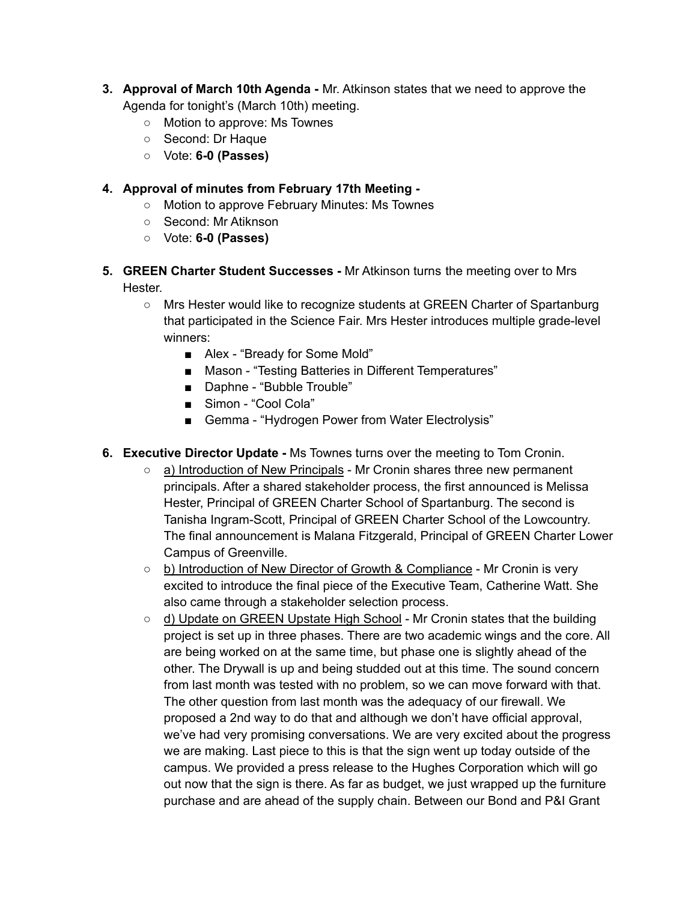3. **Approval of March 10th Agenda -** Mr. Atkinson states that we need to approve the Agenda for tonight's (March 10th) meeting.
    - Motion to approve: Ms Townes
    - Second: Dr Haque
    - Vote: **6-0 (Passes)**

4. **Approval of minutes from February 17th Meeting -**
    - Motion to approve February Minutes: Ms Townes
    - Second: Mr Atiknson
    - Vote: **6-0 (Passes)**

5. **GREEN Charter Student Successes -** Mr Atkinson turns the meeting over to Mrs Hester.
    - Mrs Hester would like to recognize students at GREEN Charter of Spartanburg that participated in the Science Fair. Mrs Hester introduces multiple grade-level winners:
        - Alex - "Bready for Some Mold"
        - Mason - "Testing Batteries in Different Temperatures"
        - Daphne - "Bubble Trouble"
        - Simon - "Cool Cola"
        - Gemma - "Hydrogen Power from Water Electrolysis"

6. **Executive Director Update -** Ms Townes turns over the meeting to Tom Cronin.
    - a) Introduction of New Principals - Mr Cronin shares three new permanent principals. After a shared stakeholder process, the first announced is Melissa Hester, Principal of GREEN Charter School of Spartanburg. The second is Tanisha Ingram-Scott, Principal of GREEN Charter School of the Lowcountry. The final announcement is Malana Fitzgerald, Principal of GREEN Charter Lower Campus of Greenville.
    - b) Introduction of New Director of Growth & Compliance - Mr Cronin is very excited to introduce the final piece of the Executive Team, Catherine Watt. She also came through a stakeholder selection process.
    - d) Update on GREEN Upstate High School - Mr Cronin states that the building project is set up in three phases. There are two academic wings and the core. All are being worked on at the same time, but phase one is slightly ahead of the other. The Drywall is up and being studded out at this time. The sound concern from last month was tested with no problem, so we can move forward with that. The other question from last month was the adequacy of our firewall. We proposed a 2nd way to do that and although we don't have official approval, we've had very promising conversations. We are very excited about the progress we are making. Last piece to this is that the sign went up today outside of the campus. We provided a press release to the Hughes Corporation which will go out now that the sign is there. As far as budget, we just wrapped up the furniture purchase and are ahead of the supply chain. Between our Bond and P&I Grant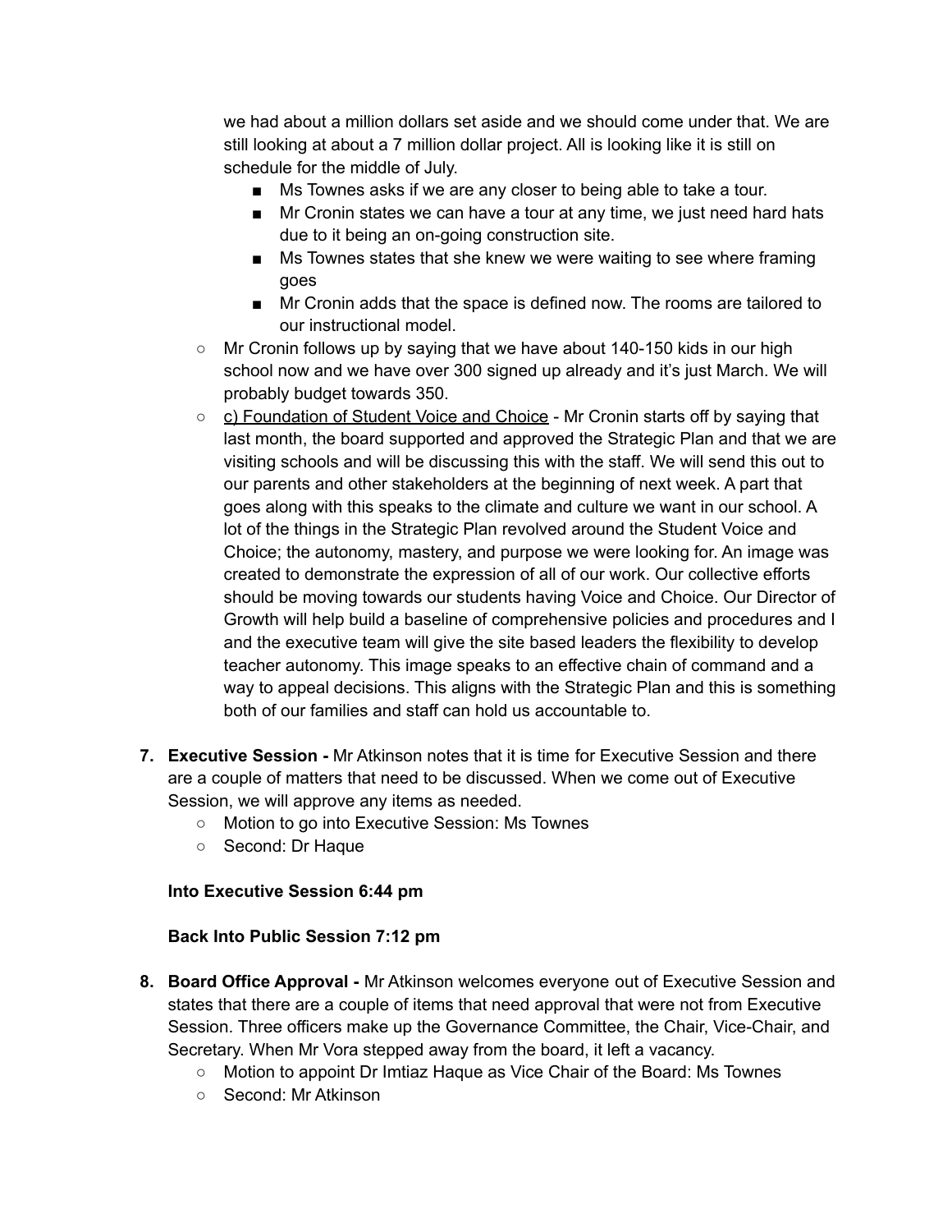we had about a million dollars set aside and we should come under that. We are still looking at about a 7 million dollar project. All is looking like it is still on schedule for the middle of July.

  - Ms Townes asks if we are any closer to being able to take a tour.
  - Mr Cronin states we can have a tour at any time, we just need hard hats due to it being an on-going construction site.
  - Ms Townes states that she knew we were waiting to see where framing goes
  - Mr Cronin adds that the space is defined now. The rooms are tailored to our instructional model.

- Mr Cronin follows up by saying that we have about 140-150 kids in our high school now and we have over 300 signed up already and it's just March. We will probably budget towards 350.
- <u>c) Foundation of Student Voice and Choice</u> - Mr Cronin starts off by saying that last month, the board supported and approved the Strategic Plan and that we are visiting schools and will be discussing this with the staff. We will send this out to our parents and other stakeholders at the beginning of next week. A part that goes along with this speaks to the climate and culture we want in our school. A lot of the things in the Strategic Plan revolved around the Student Voice and Choice; the autonomy, mastery, and purpose we were looking for. An image was created to demonstrate the expression of all of our work. Our collective efforts should be moving towards our students having Voice and Choice. Our Director of Growth will help build a baseline of comprehensive policies and procedures and I and the executive team will give the site based leaders the flexibility to develop teacher autonomy. This image speaks to an effective chain of command and a way to appeal decisions. This aligns with the Strategic Plan and this is something both of our families and staff can hold us accountable to.

7. **Executive Session -** Mr Atkinson notes that it is time for Executive Session and there are a couple of matters that need to be discussed. When we come out of Executive Session, we will approve any items as needed.
   - Motion to go into Executive Session: Ms Townes
   - Second: Dr Haque

   **Into Executive Session 6:44 pm**

   **Back Into Public Session 7:12 pm**

8. **Board Office Approval -** Mr Atkinson welcomes everyone out of Executive Session and states that there are a couple of items that need approval that were not from Executive Session. Three officers make up the Governance Committee, the Chair, Vice-Chair, and Secretary. When Mr Vora stepped away from the board, it left a vacancy.
   - Motion to appoint Dr Imtiaz Haque as Vice Chair of the Board: Ms Townes
   - Second: Mr Atkinson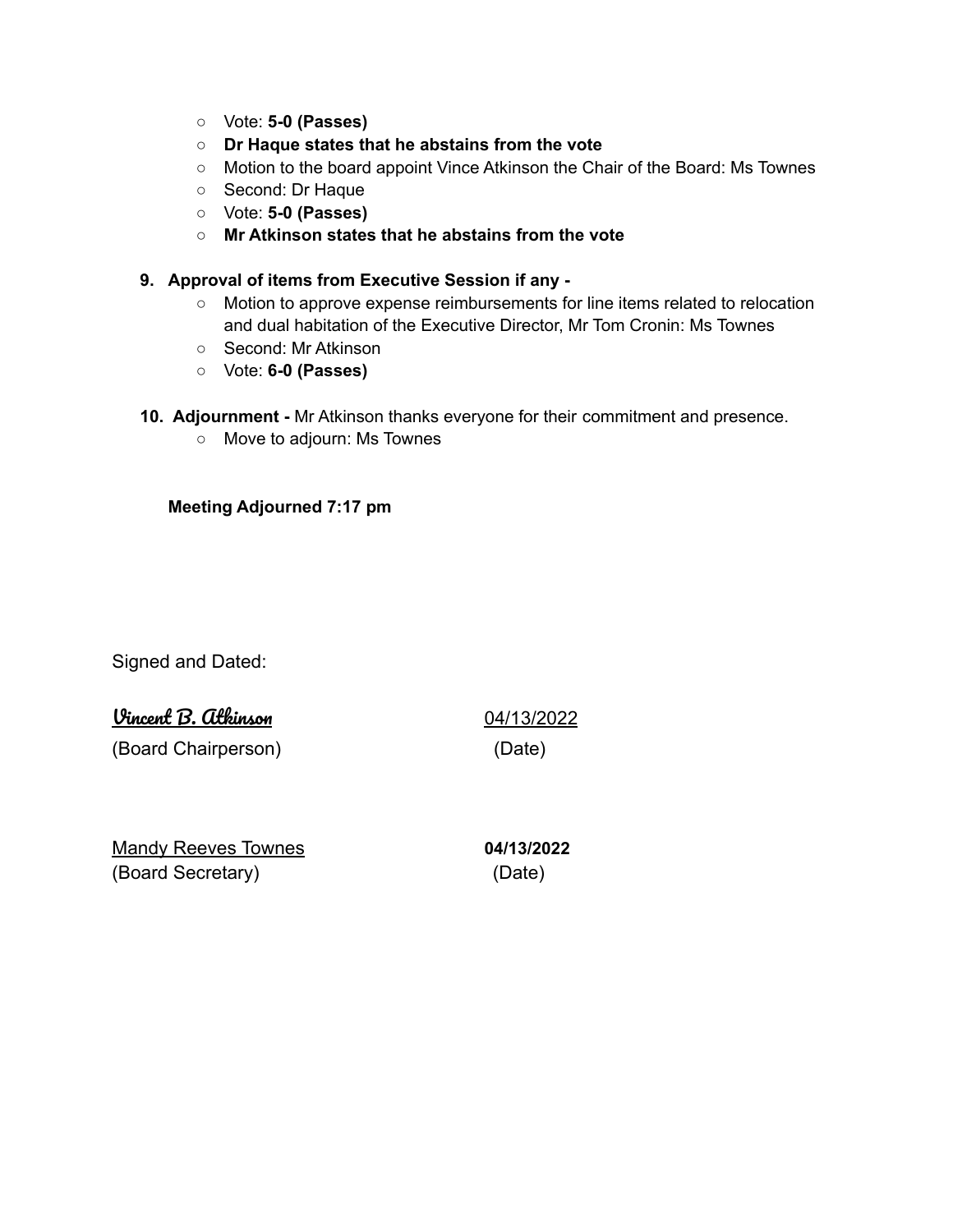- Vote: **5-0 (Passes)**
- **Dr Haque states that he abstains from the vote**
- Motion to the board appoint Vince Atkinson the Chair of the Board: Ms Townes
- Second: Dr Haque
- Vote: **5-0 (Passes)**
- **Mr Atkinson states that he abstains from the vote**

9. **Approval of items from Executive Session if any -**
   - Motion to approve expense reimbursements for line items related to relocation and dual habitation of the Executive Director, Mr Tom Cronin: Ms Townes
   - Second: Mr Atkinson
   - Vote: **6-0 (Passes)**

10. **Adjournment -** Mr Atkinson thanks everyone for their commitment and presence.
    - Move to adjourn: Ms Townes

**Meeting Adjourned 7:17 pm**

Signed and Dated:

Vincent B. Atkinson — 04/13/2022

(Board Chairperson) — (Date)

Mandy Reeves Townes — **04/13/2022**

(Board Secretary) — (Date)